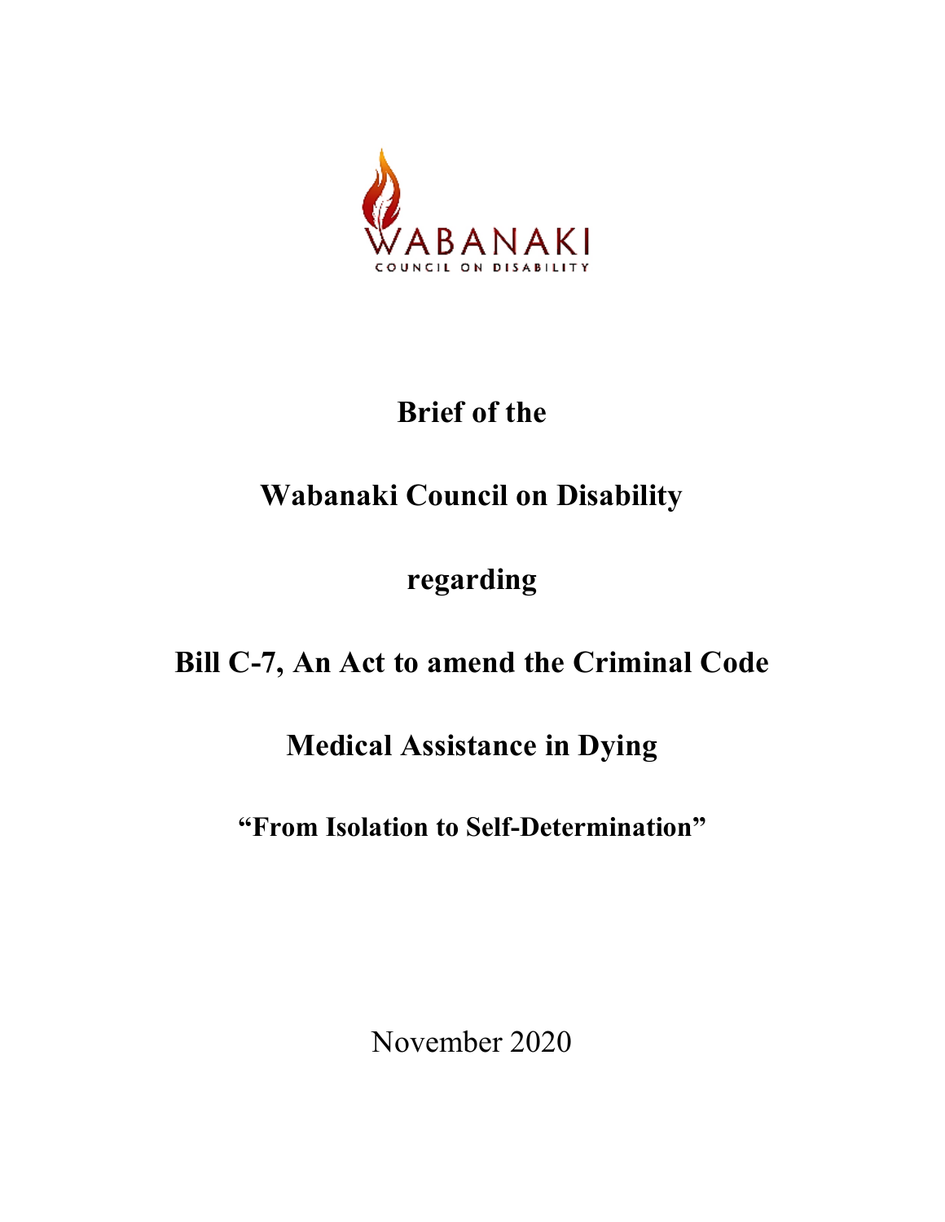WABANAKI

COUNCIL ON DISABILITY

# Brief of the

# Wabanaki Council on Disability

# regarding

# Bill C-7, An Act to amend the Criminal Code

# Medical Assistance in Dying

## "From Isolation to Self-Determination"

November 2020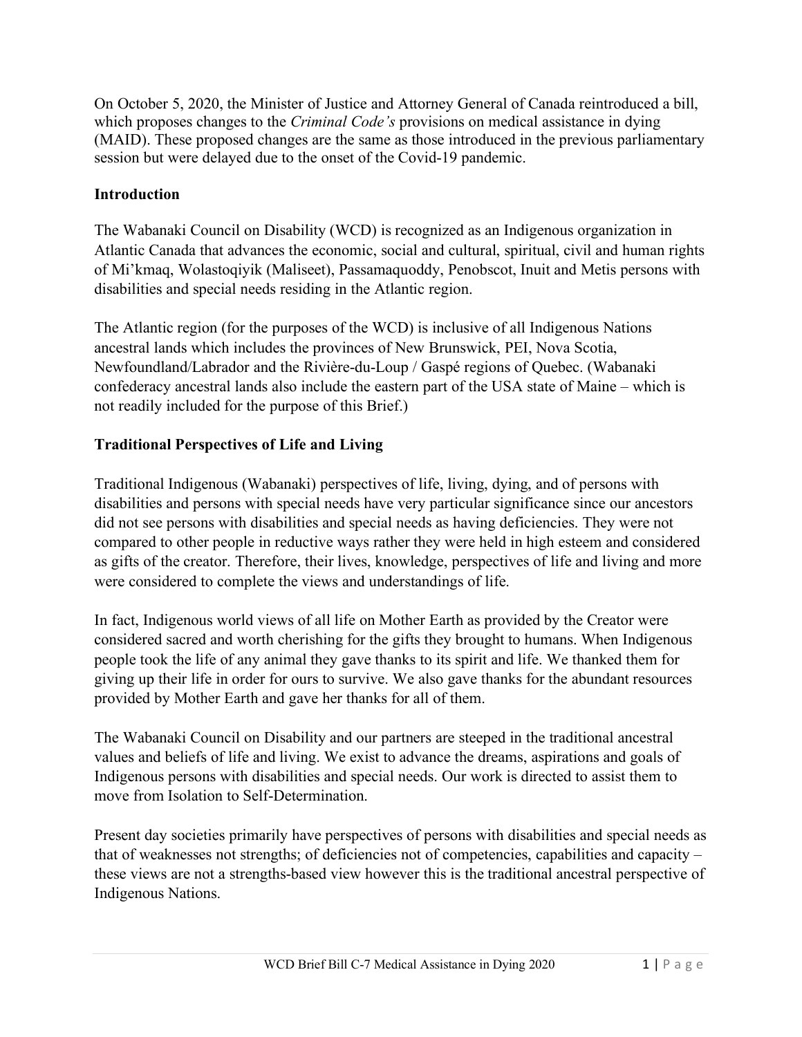On October 5, 2020, the Minister of Justice and Attorney General of Canada reintroduced a bill, which proposes changes to the *Criminal Code's* provisions on medical assistance in dying (MAID). These proposed changes are the same as those introduced in the previous parliamentary session but were delayed due to the onset of the Covid-19 pandemic.

**Introduction**

The Wabanaki Council on Disability (WCD) is recognized as an Indigenous organization in Atlantic Canada that advances the economic, social and cultural, spiritual, civil and human rights of Mi'kmaq, Wolastoqiyik (Maliseet), Passamaquoddy, Penobscot, Inuit and Metis persons with disabilities and special needs residing in the Atlantic region.

The Atlantic region (for the purposes of the WCD) is inclusive of all Indigenous Nations ancestral lands which includes the provinces of New Brunswick, PEI, Nova Scotia, Newfoundland/Labrador and the Rivière-du-Loup / Gaspé regions of Quebec. (Wabanaki confederacy ancestral lands also include the eastern part of the USA state of Maine – which is not readily included for the purpose of this Brief.)

**Traditional Perspectives of Life and Living**

Traditional Indigenous (Wabanaki) perspectives of life, living, dying, and of persons with disabilities and persons with special needs have very particular significance since our ancestors did not see persons with disabilities and special needs as having deficiencies. They were not compared to other people in reductive ways rather they were held in high esteem and considered as gifts of the creator. Therefore, their lives, knowledge, perspectives of life and living and more were considered to complete the views and understandings of life.

In fact, Indigenous world views of all life on Mother Earth as provided by the Creator were considered sacred and worth cherishing for the gifts they brought to humans. When Indigenous people took the life of any animal they gave thanks to its spirit and life. We thanked them for giving up their life in order for ours to survive. We also gave thanks for the abundant resources provided by Mother Earth and gave her thanks for all of them.

The Wabanaki Council on Disability and our partners are steeped in the traditional ancestral values and beliefs of life and living. We exist to advance the dreams, aspirations and goals of Indigenous persons with disabilities and special needs. Our work is directed to assist them to move from Isolation to Self-Determination.

Present day societies primarily have perspectives of persons with disabilities and special needs as that of weaknesses not strengths; of deficiencies not of competencies, capabilities and capacity – these views are not a strengths-based view however this is the traditional ancestral perspective of Indigenous Nations.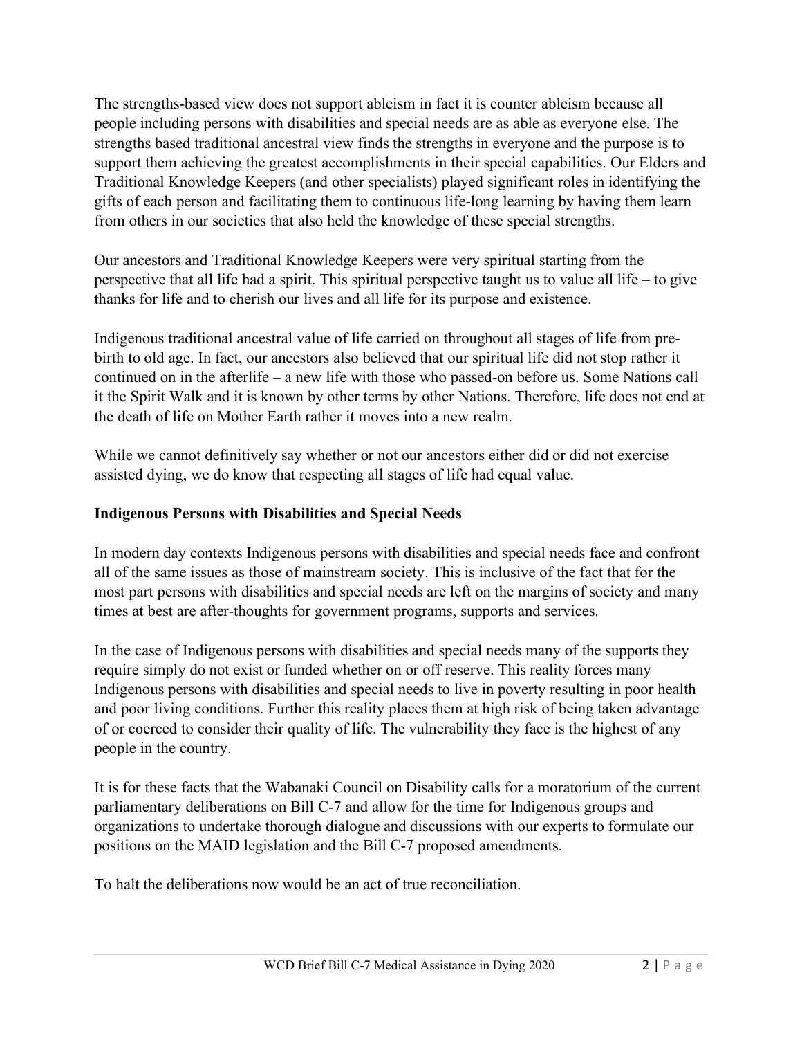The strengths-based view does not support ableism in fact it is counter ableism because all people including persons with disabilities and special needs are as able as everyone else. The strengths based traditional ancestral view finds the strengths in everyone and the purpose is to support them achieving the greatest accomplishments in their special capabilities. Our Elders and Traditional Knowledge Keepers (and other specialists) played significant roles in identifying the gifts of each person and facilitating them to continuous life-long learning by having them learn from others in our societies that also held the knowledge of these special strengths.

Our ancestors and Traditional Knowledge Keepers were very spiritual starting from the perspective that all life had a spirit. This spiritual perspective taught us to value all life – to give thanks for life and to cherish our lives and all life for its purpose and existence.

Indigenous traditional ancestral value of life carried on throughout all stages of life from pre-birth to old age. In fact, our ancestors also believed that our spiritual life did not stop rather it continued on in the afterlife – a new life with those who passed-on before us. Some Nations call it the Spirit Walk and it is known by other terms by other Nations. Therefore, life does not end at the death of life on Mother Earth rather it moves into a new realm.

While we cannot definitively say whether or not our ancestors either did or did not exercise assisted dying, we do know that respecting all stages of life had equal value.

**Indigenous Persons with Disabilities and Special Needs**

In modern day contexts Indigenous persons with disabilities and special needs face and confront all of the same issues as those of mainstream society. This is inclusive of the fact that for the most part persons with disabilities and special needs are left on the margins of society and many times at best are after-thoughts for government programs, supports and services.

In the case of Indigenous persons with disabilities and special needs many of the supports they require simply do not exist or funded whether on or off reserve. This reality forces many Indigenous persons with disabilities and special needs to live in poverty resulting in poor health and poor living conditions. Further this reality places them at high risk of being taken advantage of or coerced to consider their quality of life. The vulnerability they face is the highest of any people in the country.

It is for these facts that the Wabanaki Council on Disability calls for a moratorium of the current parliamentary deliberations on Bill C-7 and allow for the time for Indigenous groups and organizations to undertake thorough dialogue and discussions with our experts to formulate our positions on the MAID legislation and the Bill C-7 proposed amendments.

To halt the deliberations now would be an act of true reconciliation.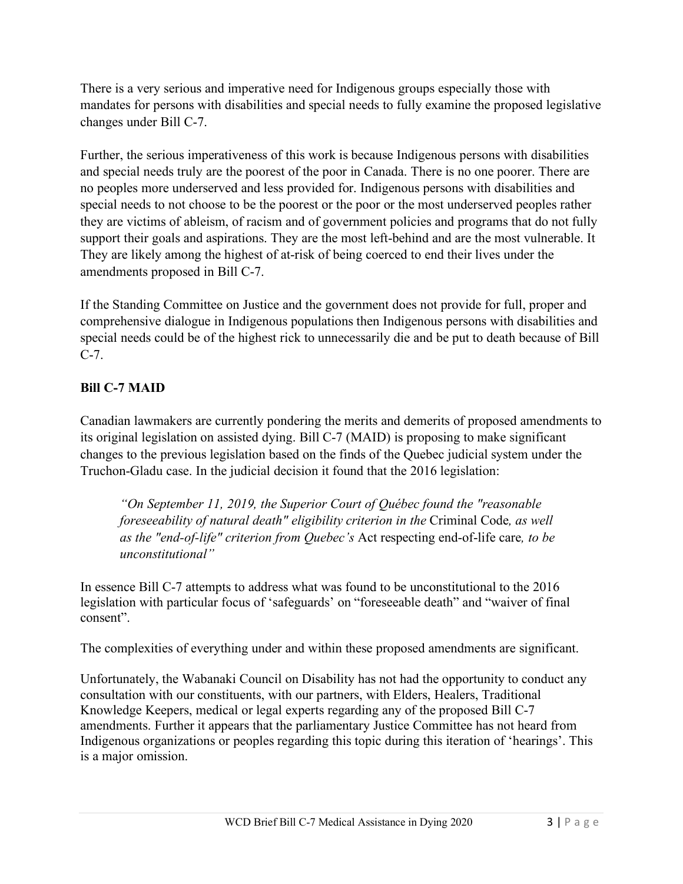There is a very serious and imperative need for Indigenous groups especially those with mandates for persons with disabilities and special needs to fully examine the proposed legislative changes under Bill C-7.

Further, the serious imperativeness of this work is because Indigenous persons with disabilities and special needs truly are the poorest of the poor in Canada. There is no one poorer. There are no peoples more underserved and less provided for. Indigenous persons with disabilities and special needs to not choose to be the poorest or the poor or the most underserved peoples rather they are victims of ableism, of racism and of government policies and programs that do not fully support their goals and aspirations. They are the most left-behind and are the most vulnerable. It They are likely among the highest of at-risk of being coerced to end their lives under the amendments proposed in Bill C-7.

If the Standing Committee on Justice and the government does not provide for full, proper and comprehensive dialogue in Indigenous populations then Indigenous persons with disabilities and special needs could be of the highest rick to unnecessarily die and be put to death because of Bill C-7.

**Bill C-7 MAID**

Canadian lawmakers are currently pondering the merits and demerits of proposed amendments to its original legislation on assisted dying. Bill C-7 (MAID) is proposing to make significant changes to the previous legislation based on the finds of the Quebec judicial system under the Truchon-Gladu case. In the judicial decision it found that the 2016 legislation:

> *"On September 11, 2019, the Superior Court of Québec found the "reasonable foreseeability of natural death" eligibility criterion in the* Criminal Code*, as well as the "end-of-life" criterion from Quebec's* Act respecting end-of-life care*, to be unconstitutional"*

In essence Bill C-7 attempts to address what was found to be unconstitutional to the 2016 legislation with particular focus of 'safeguards' on "foreseeable death" and "waiver of final consent".

The complexities of everything under and within these proposed amendments are significant.

Unfortunately, the Wabanaki Council on Disability has not had the opportunity to conduct any consultation with our constituents, with our partners, with Elders, Healers, Traditional Knowledge Keepers, medical or legal experts regarding any of the proposed Bill C-7 amendments. Further it appears that the parliamentary Justice Committee has not heard from Indigenous organizations or peoples regarding this topic during this iteration of 'hearings'. This is a major omission.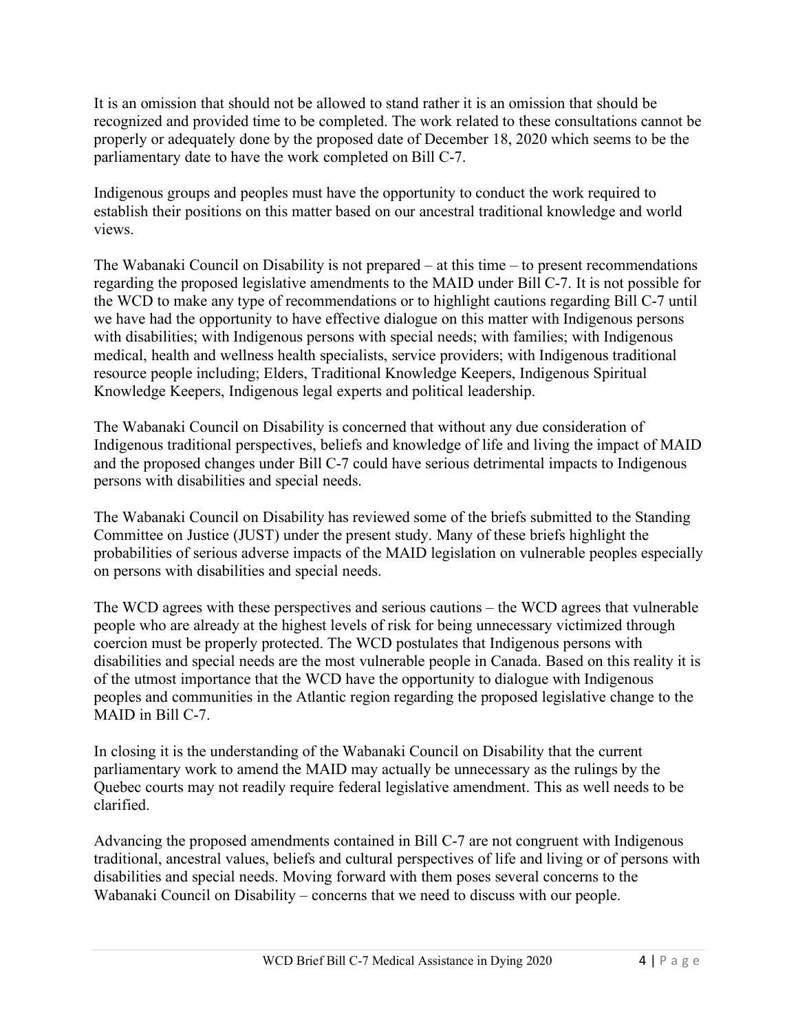It is an omission that should not be allowed to stand rather it is an omission that should be recognized and provided time to be completed. The work related to these consultations cannot be properly or adequately done by the proposed date of December 18, 2020 which seems to be the parliamentary date to have the work completed on Bill C-7.

Indigenous groups and peoples must have the opportunity to conduct the work required to establish their positions on this matter based on our ancestral traditional knowledge and world views.

The Wabanaki Council on Disability is not prepared – at this time – to present recommendations regarding the proposed legislative amendments to the MAID under Bill C-7. It is not possible for the WCD to make any type of recommendations or to highlight cautions regarding Bill C-7 until we have had the opportunity to have effective dialogue on this matter with Indigenous persons with disabilities; with Indigenous persons with special needs; with families; with Indigenous medical, health and wellness health specialists, service providers; with Indigenous traditional resource people including; Elders, Traditional Knowledge Keepers, Indigenous Spiritual Knowledge Keepers, Indigenous legal experts and political leadership.

The Wabanaki Council on Disability is concerned that without any due consideration of Indigenous traditional perspectives, beliefs and knowledge of life and living the impact of MAID and the proposed changes under Bill C-7 could have serious detrimental impacts to Indigenous persons with disabilities and special needs.

The Wabanaki Council on Disability has reviewed some of the briefs submitted to the Standing Committee on Justice (JUST) under the present study. Many of these briefs highlight the probabilities of serious adverse impacts of the MAID legislation on vulnerable peoples especially on persons with disabilities and special needs.

The WCD agrees with these perspectives and serious cautions – the WCD agrees that vulnerable people who are already at the highest levels of risk for being unnecessary victimized through coercion must be properly protected. The WCD postulates that Indigenous persons with disabilities and special needs are the most vulnerable people in Canada. Based on this reality it is of the utmost importance that the WCD have the opportunity to dialogue with Indigenous peoples and communities in the Atlantic region regarding the proposed legislative change to the MAID in Bill C-7.

In closing it is the understanding of the Wabanaki Council on Disability that the current parliamentary work to amend the MAID may actually be unnecessary as the rulings by the Quebec courts may not readily require federal legislative amendment. This as well needs to be clarified.

Advancing the proposed amendments contained in Bill C-7 are not congruent with Indigenous traditional, ancestral values, beliefs and cultural perspectives of life and living or of persons with disabilities and special needs. Moving forward with them poses several concerns to the Wabanaki Council on Disability – concerns that we need to discuss with our people.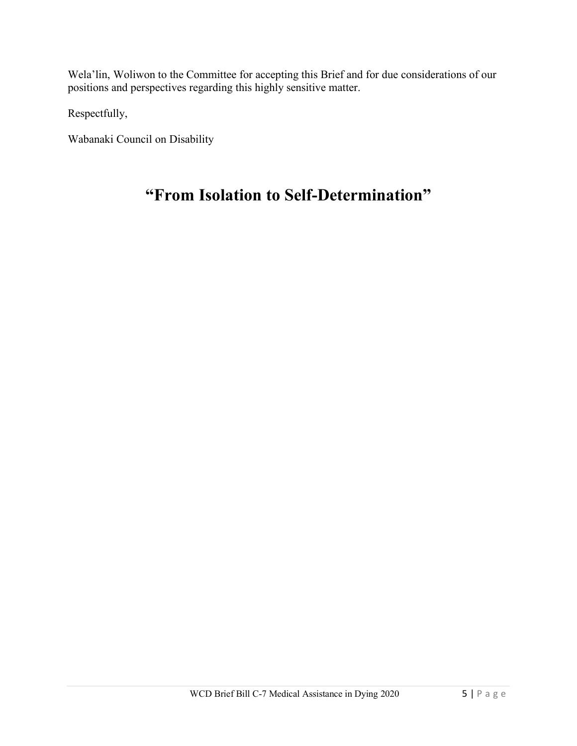Wela'lin, Woliwon to the Committee for accepting this Brief and for due considerations of our positions and perspectives regarding this highly sensitive matter.

Respectfully,

Wabanaki Council on Disability

# "From Isolation to Self-Determination"